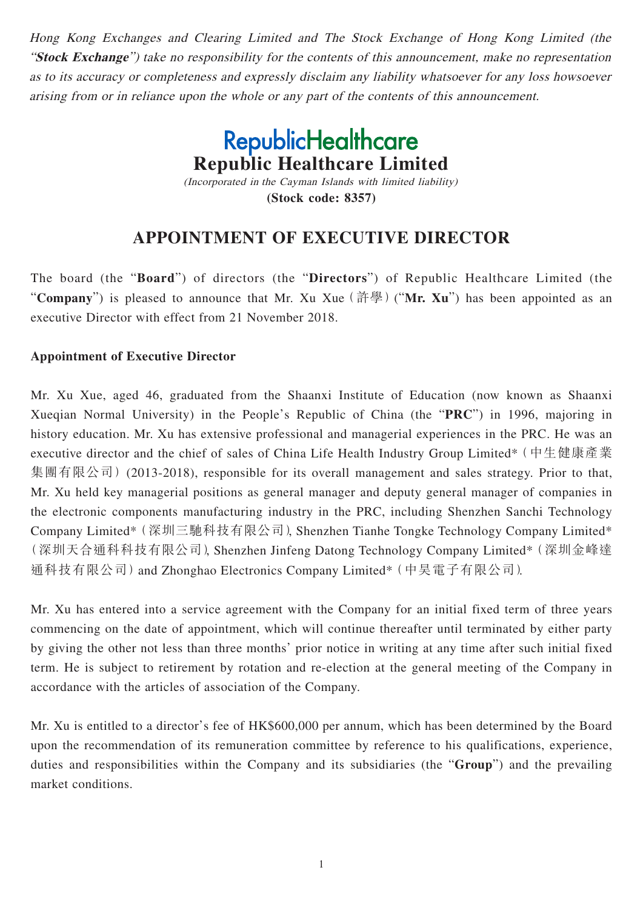*Hong Kong Exchanges and Clearing Limited and The Stock Exchange of Hong Kong Limited (the "**Stock Exchange**") take no responsibility for the contents of this announcement, make no representation as to its accuracy or completeness and expressly disclaim any liability whatsoever for any loss howsoever arising from or in reliance upon the whole or any part of the contents of this announcement.*

RepublicHealthcare

# Republic Healthcare Limited

*(Incorporated in the Cayman Islands with limited liability)*

**(Stock code: 8357)**

# APPOINTMENT OF EXECUTIVE DIRECTOR

The board (the "**Board**") of directors (the "**Directors**") of Republic Healthcare Limited (the "**Company**") is pleased to announce that Mr. Xu Xue（許學）("**Mr. Xu**") has been appointed as an executive Director with effect from 21 November 2018.

**Appointment of Executive Director**

Mr. Xu Xue, aged 46, graduated from the Shaanxi Institute of Education (now known as Shaanxi Xueqian Normal University) in the People's Republic of China (the "**PRC**") in 1996, majoring in history education. Mr. Xu has extensive professional and managerial experiences in the PRC. He was an executive director and the chief of sales of China Life Health Industry Group Limited*（中生健康產業集團有限公司）(2013-2018), responsible for its overall management and sales strategy. Prior to that, Mr. Xu held key managerial positions as general manager and deputy general manager of companies in the electronic components manufacturing industry in the PRC, including Shenzhen Sanchi Technology Company Limited*（深圳三馳科技有限公司）, Shenzhen Tianhe Tongke Technology Company Limited*（深圳天合通科科技有限公司）, Shenzhen Jinfeng Datong Technology Company Limited*（深圳金峰達通科技有限公司）and Zhonghao Electronics Company Limited*（中昊電子有限公司）.

Mr. Xu has entered into a service agreement with the Company for an initial fixed term of three years commencing on the date of appointment, which will continue thereafter until terminated by either party by giving the other not less than three months' prior notice in writing at any time after such initial fixed term. He is subject to retirement by rotation and re-election at the general meeting of the Company in accordance with the articles of association of the Company.

Mr. Xu is entitled to a director's fee of HK$600,000 per annum, which has been determined by the Board upon the recommendation of its remuneration committee by reference to his qualifications, experience, duties and responsibilities within the Company and its subsidiaries (the "**Group**") and the prevailing market conditions.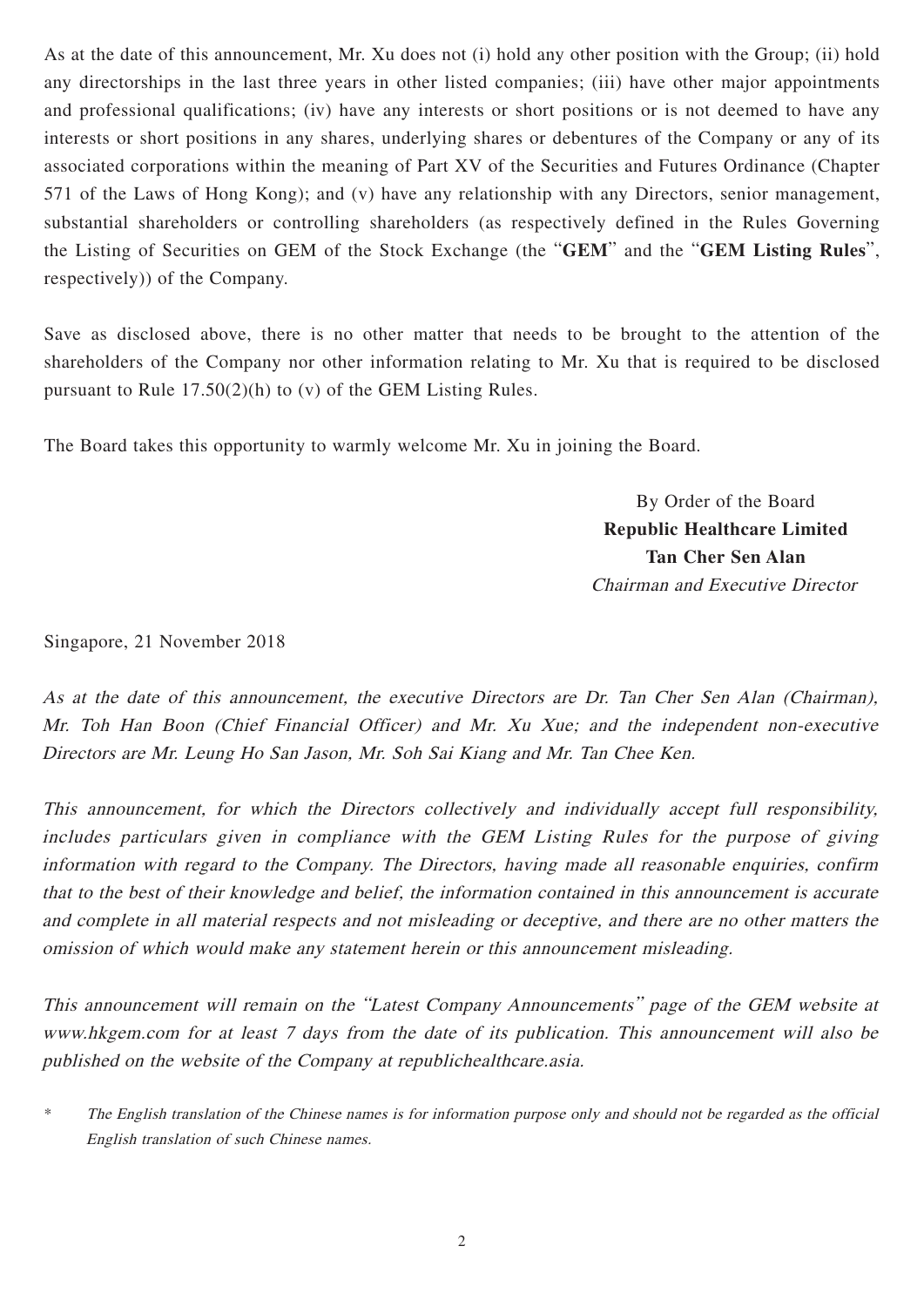As at the date of this announcement, Mr. Xu does not (i) hold any other position with the Group; (ii) hold any directorships in the last three years in other listed companies; (iii) have other major appointments and professional qualifications; (iv) have any interests or short positions or is not deemed to have any interests or short positions in any shares, underlying shares or debentures of the Company or any of its associated corporations within the meaning of Part XV of the Securities and Futures Ordinance (Chapter 571 of the Laws of Hong Kong); and (v) have any relationship with any Directors, senior management, substantial shareholders or controlling shareholders (as respectively defined in the Rules Governing the Listing of Securities on GEM of the Stock Exchange (the "**GEM**" and the "**GEM Listing Rules**", respectively)) of the Company.

Save as disclosed above, there is no other matter that needs to be brought to the attention of the shareholders of the Company nor other information relating to Mr. Xu that is required to be disclosed pursuant to Rule 17.50(2)(h) to (v) of the GEM Listing Rules.

The Board takes this opportunity to warmly welcome Mr. Xu in joining the Board.

By Order of the Board
**Republic Healthcare Limited**
**Tan Cher Sen Alan**
*Chairman and Executive Director*

Singapore, 21 November 2018

*As at the date of this announcement, the executive Directors are Dr. Tan Cher Sen Alan (Chairman), Mr. Toh Han Boon (Chief Financial Officer) and Mr. Xu Xue; and the independent non-executive Directors are Mr. Leung Ho San Jason, Mr. Soh Sai Kiang and Mr. Tan Chee Ken.*

*This announcement, for which the Directors collectively and individually accept full responsibility, includes particulars given in compliance with the GEM Listing Rules for the purpose of giving information with regard to the Company. The Directors, having made all reasonable enquiries, confirm that to the best of their knowledge and belief, the information contained in this announcement is accurate and complete in all material respects and not misleading or deceptive, and there are no other matters the omission of which would make any statement herein or this announcement misleading.*

*This announcement will remain on the "Latest Company Announcements" page of the GEM website at www.hkgem.com for at least 7 days from the date of its publication. This announcement will also be published on the website of the Company at republichealthcare.asia.*

\* *The English translation of the Chinese names is for information purpose only and should not be regarded as the official English translation of such Chinese names.*